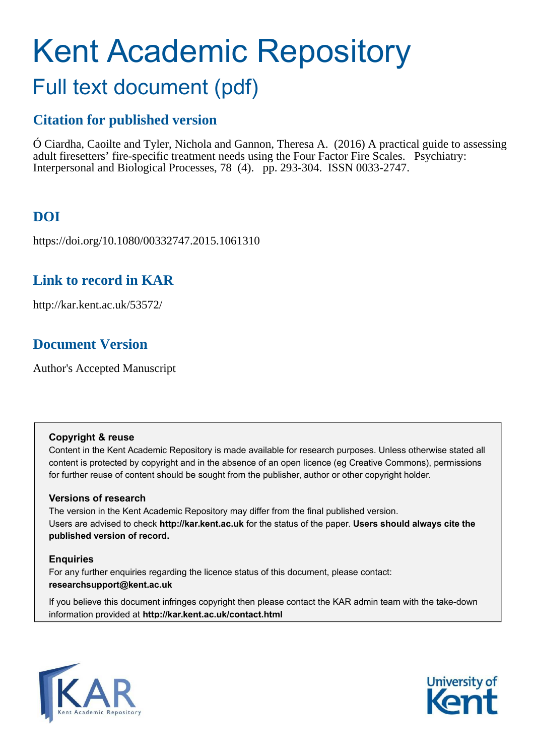# Kent Academic Repository

## Full text document (pdf)

### Citation for published version

Ó Ciardha, Caoilte and Tyler, Nichola and Gannon, Theresa A. (2016) A practical guide to assessing adult firesetters' fire-specific treatment needs using the Four Factor Fire Scales. Psychiatry: Interpersonal and Biological Processes, 78 (4). pp. 293-304. ISSN 0033-2747.

### DOI

https://doi.org/10.1080/00332747.2015.1061310

### Link to record in KAR

http://kar.kent.ac.uk/53572/

### Document Version

Author's Accepted Manuscript

**Copyright & reuse**
Content in the Kent Academic Repository is made available for research purposes. Unless otherwise stated all content is protected by copyright and in the absence of an open licence (eg Creative Commons), permissions for further reuse of content should be sought from the publisher, author or other copyright holder.

**Versions of research**
The version in the Kent Academic Repository may differ from the final published version.
Users are advised to check **http://kar.kent.ac.uk** for the status of the paper. **Users should always cite the published version of record.**

**Enquiries**
For any further enquiries regarding the licence status of this document, please contact:
**researchsupport@kent.ac.uk**

If you believe this document infringes copyright then please contact the KAR admin team with the take-down information provided at **http://kar.kent.ac.uk/contact.html**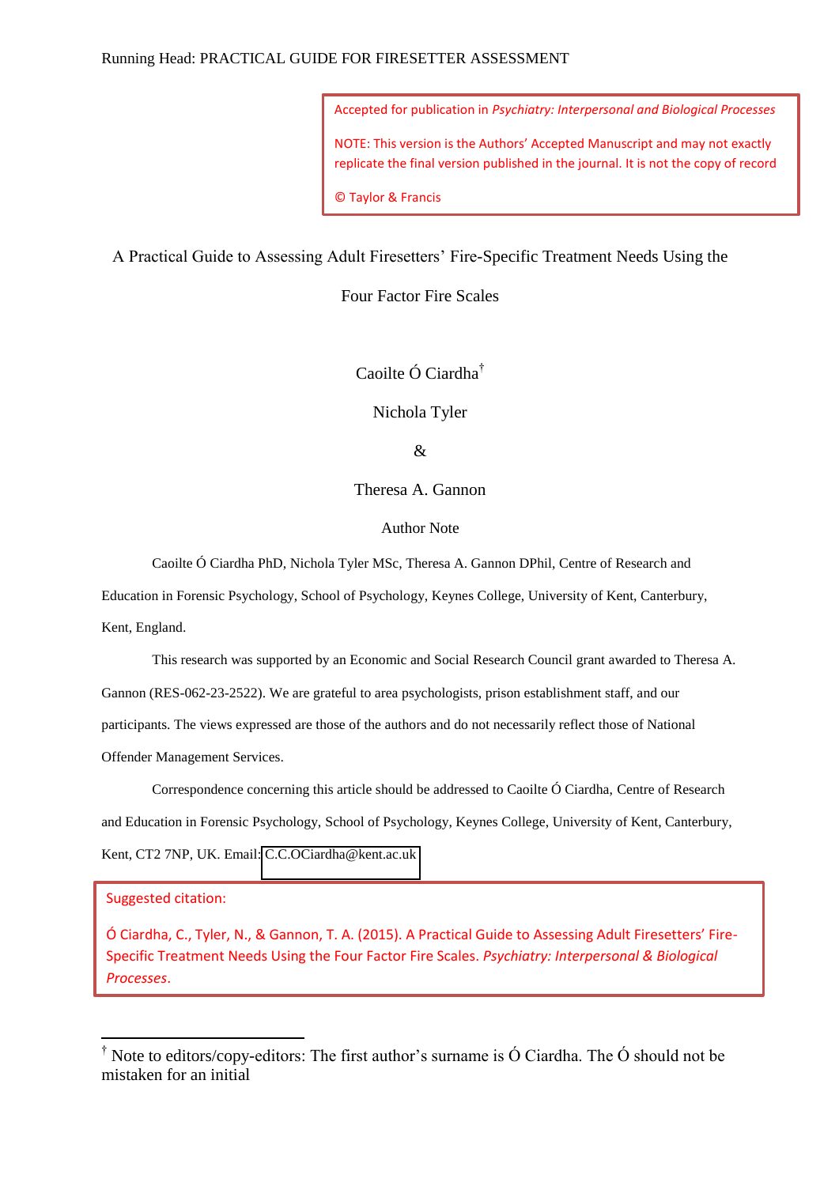Accepted for publication in *Psychiatry: Interpersonal and Biological Processes*

NOTE: This version is the Authors' Accepted Manuscript and may not exactly replicate the final version published in the journal. It is not the copy of record

© Taylor & Francis

# A Practical Guide to Assessing Adult Firesetters' Fire-Specific Treatment Needs Using the Four Factor Fire Scales

Caoilte Ó Ciardha[†]

Nichola Tyler

&

Theresa A. Gannon

Author Note

Caoilte Ó Ciardha PhD, Nichola Tyler MSc, Theresa A. Gannon DPhil, Centre of Research and Education in Forensic Psychology, School of Psychology, Keynes College, University of Kent, Canterbury, Kent, England.

This research was supported by an Economic and Social Research Council grant awarded to Theresa A. Gannon (RES-062-23-2522). We are grateful to area psychologists, prison establishment staff, and our participants. The views expressed are those of the authors and do not necessarily reflect those of National Offender Management Services.

Correspondence concerning this article should be addressed to Caoilte Ó Ciardha, Centre of Research and Education in Forensic Psychology, School of Psychology, Keynes College, University of Kent, Canterbury, Kent, CT2 7NP, UK. Email: C.C.OCiardha@kent.ac.uk

Suggested citation:

Ó Ciardha, C., Tyler, N., & Gannon, T. A. (2015). A Practical Guide to Assessing Adult Firesetters' Fire-Specific Treatment Needs Using the Four Factor Fire Scales. *Psychiatry: Interpersonal & Biological Processes*.

[†] Note to editors/copy-editors: The first author's surname is Ó Ciardha. The Ó should not be mistaken for an initial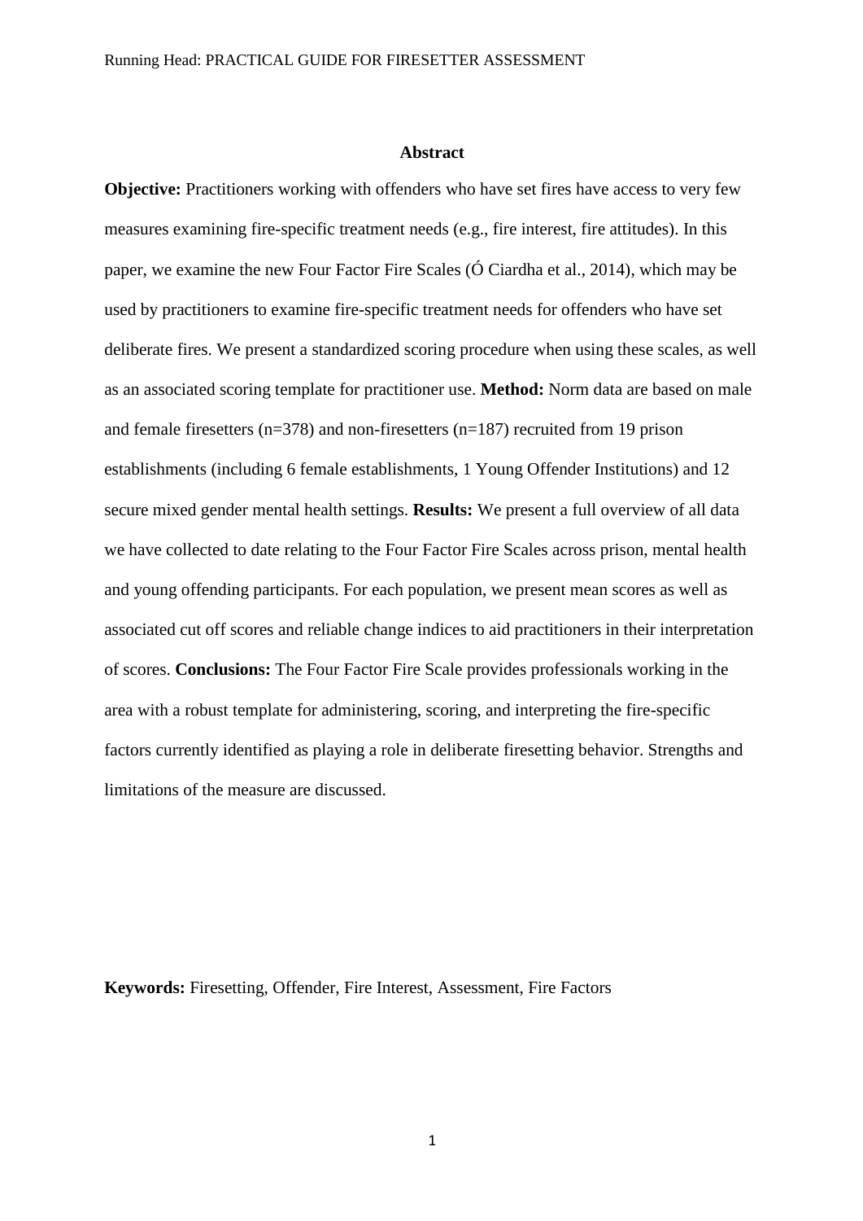## Abstract

**Objective:** Practitioners working with offenders who have set fires have access to very few measures examining fire-specific treatment needs (e.g., fire interest, fire attitudes). In this paper, we examine the new Four Factor Fire Scales (Ó Ciardha et al., 2014), which may be used by practitioners to examine fire-specific treatment needs for offenders who have set deliberate fires. We present a standardized scoring procedure when using these scales, as well as an associated scoring template for practitioner use. **Method:** Norm data are based on male and female firesetters (n=378) and non-firesetters (n=187) recruited from 19 prison establishments (including 6 female establishments, 1 Young Offender Institutions) and 12 secure mixed gender mental health settings. **Results:** We present a full overview of all data we have collected to date relating to the Four Factor Fire Scales across prison, mental health and young offending participants. For each population, we present mean scores as well as associated cut off scores and reliable change indices to aid practitioners in their interpretation of scores. **Conclusions:** The Four Factor Fire Scale provides professionals working in the area with a robust template for administering, scoring, and interpreting the fire-specific factors currently identified as playing a role in deliberate firesetting behavior. Strengths and limitations of the measure are discussed.

**Keywords:** Firesetting, Offender, Fire Interest, Assessment, Fire Factors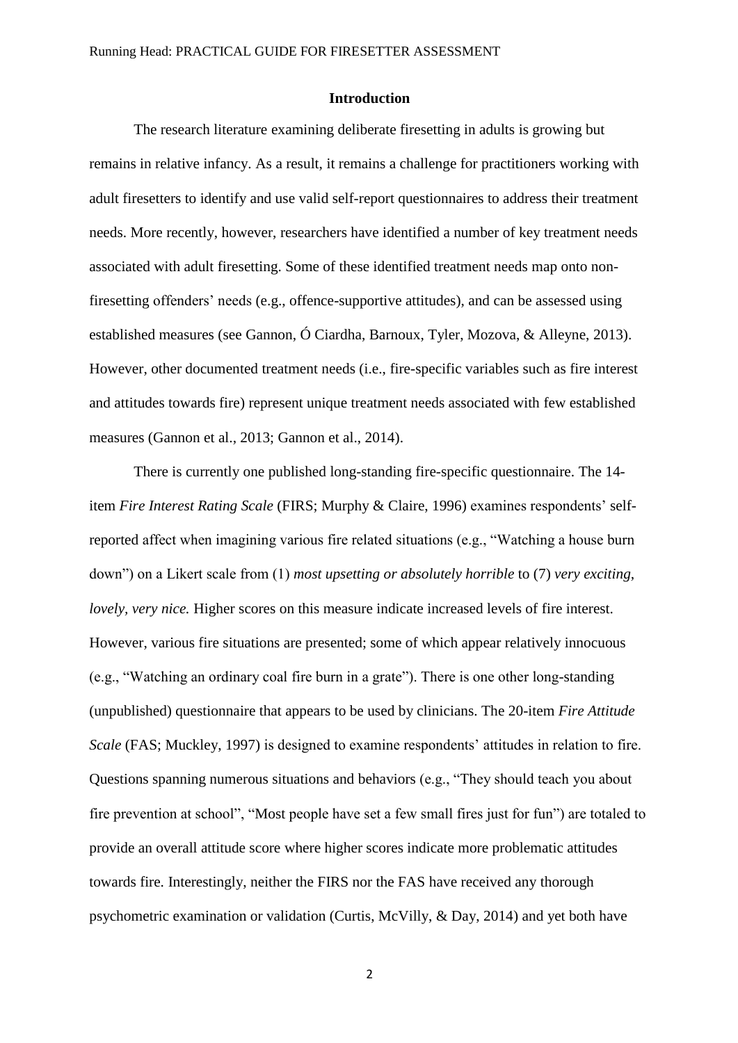## Introduction

The research literature examining deliberate firesetting in adults is growing but remains in relative infancy. As a result, it remains a challenge for practitioners working with adult firesetters to identify and use valid self-report questionnaires to address their treatment needs. More recently, however, researchers have identified a number of key treatment needs associated with adult firesetting. Some of these identified treatment needs map onto non-firesetting offenders' needs (e.g., offence-supportive attitudes), and can be assessed using established measures (see Gannon, Ó Ciardha, Barnoux, Tyler, Mozova, & Alleyne, 2013). However, other documented treatment needs (i.e., fire-specific variables such as fire interest and attitudes towards fire) represent unique treatment needs associated with few established measures (Gannon et al., 2013; Gannon et al., 2014).

There is currently one published long-standing fire-specific questionnaire. The 14-item *Fire Interest Rating Scale* (FIRS; Murphy & Claire, 1996) examines respondents' self-reported affect when imagining various fire related situations (e.g., "Watching a house burn down") on a Likert scale from (1) *most upsetting or absolutely horrible* to (7) *very exciting, lovely, very nice.* Higher scores on this measure indicate increased levels of fire interest. However, various fire situations are presented; some of which appear relatively innocuous (e.g., "Watching an ordinary coal fire burn in a grate"). There is one other long-standing (unpublished) questionnaire that appears to be used by clinicians. The 20-item *Fire Attitude Scale* (FAS; Muckley, 1997) is designed to examine respondents' attitudes in relation to fire. Questions spanning numerous situations and behaviors (e.g., "They should teach you about fire prevention at school", "Most people have set a few small fires just for fun") are totaled to provide an overall attitude score where higher scores indicate more problematic attitudes towards fire. Interestingly, neither the FIRS nor the FAS have received any thorough psychometric examination or validation (Curtis, McVilly, & Day, 2014) and yet both have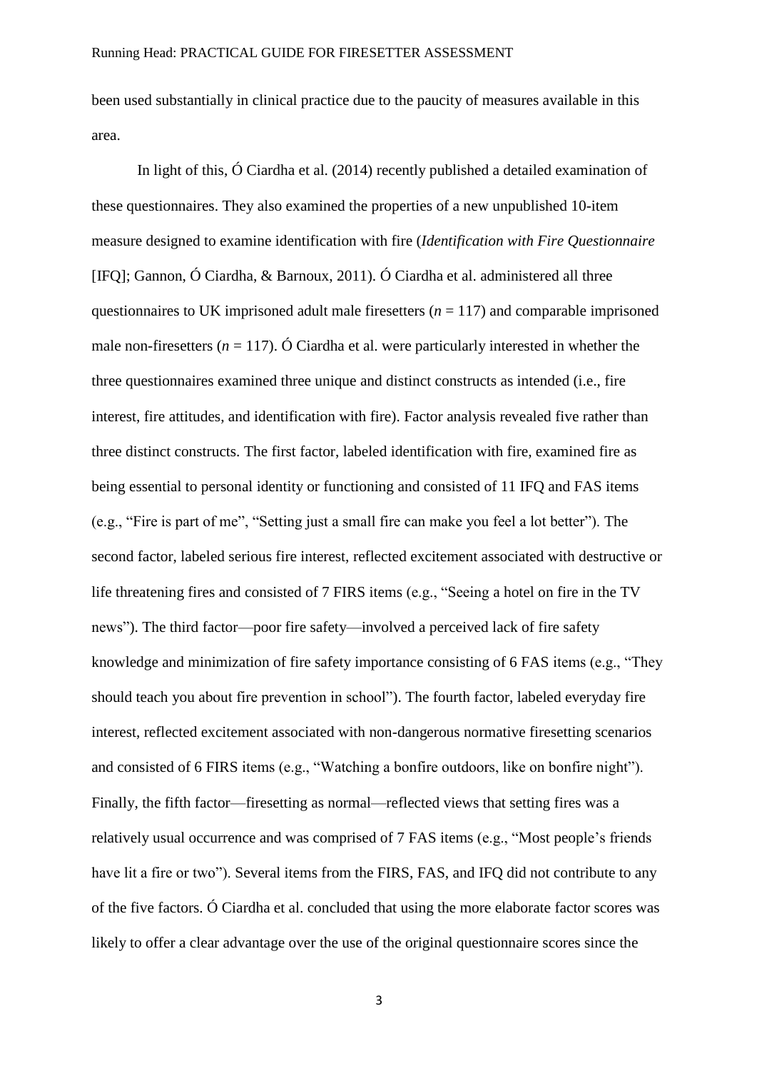been used substantially in clinical practice due to the paucity of measures available in this area.

In light of this, Ó Ciardha et al. (2014) recently published a detailed examination of these questionnaires. They also examined the properties of a new unpublished 10-item measure designed to examine identification with fire (*Identification with Fire Questionnaire* [IFQ]; Gannon, Ó Ciardha, & Barnoux, 2011). Ó Ciardha et al. administered all three questionnaires to UK imprisoned adult male firesetters (*n* = 117) and comparable imprisoned male non-firesetters (*n* = 117). Ó Ciardha et al. were particularly interested in whether the three questionnaires examined three unique and distinct constructs as intended (i.e., fire interest, fire attitudes, and identification with fire). Factor analysis revealed five rather than three distinct constructs. The first factor, labeled identification with fire, examined fire as being essential to personal identity or functioning and consisted of 11 IFQ and FAS items (e.g., "Fire is part of me", "Setting just a small fire can make you feel a lot better"). The second factor, labeled serious fire interest, reflected excitement associated with destructive or life threatening fires and consisted of 7 FIRS items (e.g., "Seeing a hotel on fire in the TV news"). The third factor—poor fire safety—involved a perceived lack of fire safety knowledge and minimization of fire safety importance consisting of 6 FAS items (e.g., "They should teach you about fire prevention in school"). The fourth factor, labeled everyday fire interest, reflected excitement associated with non-dangerous normative firesetting scenarios and consisted of 6 FIRS items (e.g., "Watching a bonfire outdoors, like on bonfire night"). Finally, the fifth factor—firesetting as normal—reflected views that setting fires was a relatively usual occurrence and was comprised of 7 FAS items (e.g., "Most people's friends have lit a fire or two"). Several items from the FIRS, FAS, and IFQ did not contribute to any of the five factors. Ó Ciardha et al. concluded that using the more elaborate factor scores was likely to offer a clear advantage over the use of the original questionnaire scores since the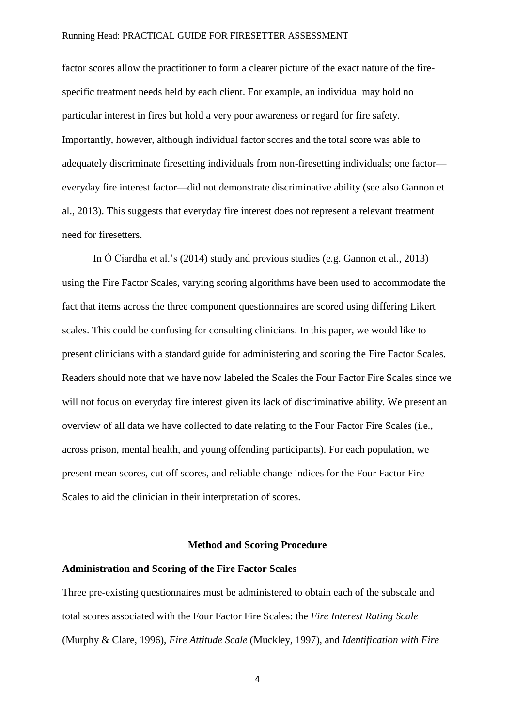factor scores allow the practitioner to form a clearer picture of the exact nature of the fire-specific treatment needs held by each client. For example, an individual may hold no particular interest in fires but hold a very poor awareness or regard for fire safety. Importantly, however, although individual factor scores and the total score was able to adequately discriminate firesetting individuals from non-firesetting individuals; one factor—everyday fire interest factor—did not demonstrate discriminative ability (see also Gannon et al., 2013). This suggests that everyday fire interest does not represent a relevant treatment need for firesetters.

In Ó Ciardha et al.'s (2014) study and previous studies (e.g. Gannon et al., 2013) using the Fire Factor Scales, varying scoring algorithms have been used to accommodate the fact that items across the three component questionnaires are scored using differing Likert scales. This could be confusing for consulting clinicians. In this paper, we would like to present clinicians with a standard guide for administering and scoring the Fire Factor Scales. Readers should note that we have now labeled the Scales the Four Factor Fire Scales since we will not focus on everyday fire interest given its lack of discriminative ability. We present an overview of all data we have collected to date relating to the Four Factor Fire Scales (i.e., across prison, mental health, and young offending participants). For each population, we present mean scores, cut off scores, and reliable change indices for the Four Factor Fire Scales to aid the clinician in their interpretation of scores.

## Method and Scoring Procedure

### Administration and Scoring of the Fire Factor Scales

Three pre-existing questionnaires must be administered to obtain each of the subscale and total scores associated with the Four Factor Fire Scales: the *Fire Interest Rating Scale* (Murphy & Clare, 1996), *Fire Attitude Scale* (Muckley, 1997), and *Identification with Fire*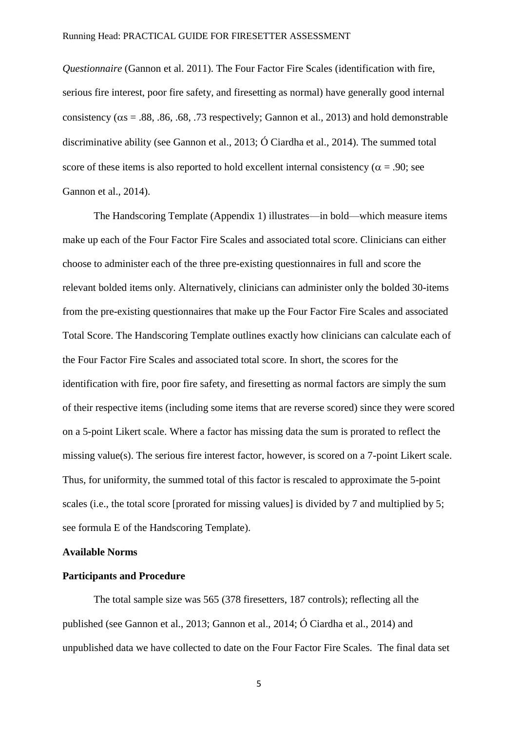*Questionnaire* (Gannon et al. 2011). The Four Factor Fire Scales (identification with fire, serious fire interest, poor fire safety, and firesetting as normal) have generally good internal consistency ($\alpha$s = .88, .86, .68, .73 respectively; Gannon et al., 2013) and hold demonstrable discriminative ability (see Gannon et al., 2013; Ó Ciardha et al., 2014). The summed total score of these items is also reported to hold excellent internal consistency ($\alpha$ = .90; see Gannon et al., 2014).

The Handscoring Template (Appendix 1) illustrates—in bold—which measure items make up each of the Four Factor Fire Scales and associated total score. Clinicians can either choose to administer each of the three pre-existing questionnaires in full and score the relevant bolded items only. Alternatively, clinicians can administer only the bolded 30-items from the pre-existing questionnaires that make up the Four Factor Fire Scales and associated Total Score. The Handscoring Template outlines exactly how clinicians can calculate each of the Four Factor Fire Scales and associated total score. In short, the scores for the identification with fire, poor fire safety, and firesetting as normal factors are simply the sum of their respective items (including some items that are reverse scored) since they were scored on a 5-point Likert scale. Where a factor has missing data the sum is prorated to reflect the missing value(s). The serious fire interest factor, however, is scored on a 7-point Likert scale. Thus, for uniformity, the summed total of this factor is rescaled to approximate the 5-point scales (i.e., the total score [prorated for missing values] is divided by 7 and multiplied by 5; see formula E of the Handscoring Template).

**Available Norms**

**Participants and Procedure**

The total sample size was 565 (378 firesetters, 187 controls); reflecting all the published (see Gannon et al., 2013; Gannon et al., 2014; Ó Ciardha et al., 2014) and unpublished data we have collected to date on the Four Factor Fire Scales. The final data set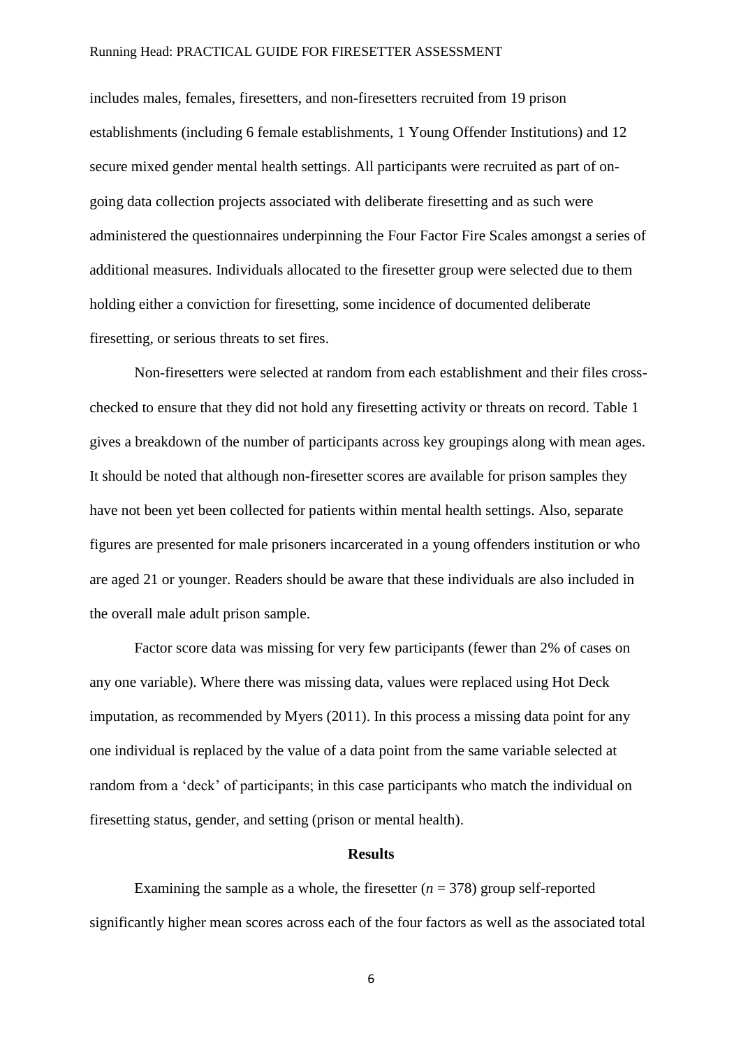includes males, females, firesetters, and non-firesetters recruited from 19 prison establishments (including 6 female establishments, 1 Young Offender Institutions) and 12 secure mixed gender mental health settings. All participants were recruited as part of on-going data collection projects associated with deliberate firesetting and as such were administered the questionnaires underpinning the Four Factor Fire Scales amongst a series of additional measures. Individuals allocated to the firesetter group were selected due to them holding either a conviction for firesetting, some incidence of documented deliberate firesetting, or serious threats to set fires.

Non-firesetters were selected at random from each establishment and their files cross-checked to ensure that they did not hold any firesetting activity or threats on record. Table 1 gives a breakdown of the number of participants across key groupings along with mean ages. It should be noted that although non-firesetter scores are available for prison samples they have not been yet been collected for patients within mental health settings. Also, separate figures are presented for male prisoners incarcerated in a young offenders institution or who are aged 21 or younger. Readers should be aware that these individuals are also included in the overall male adult prison sample.

Factor score data was missing for very few participants (fewer than 2% of cases on any one variable). Where there was missing data, values were replaced using Hot Deck imputation, as recommended by Myers (2011). In this process a missing data point for any one individual is replaced by the value of a data point from the same variable selected at random from a 'deck' of participants; in this case participants who match the individual on firesetting status, gender, and setting (prison or mental health).

**Results**

Examining the sample as a whole, the firesetter ($n$ = 378) group self-reported significantly higher mean scores across each of the four factors as well as the associated total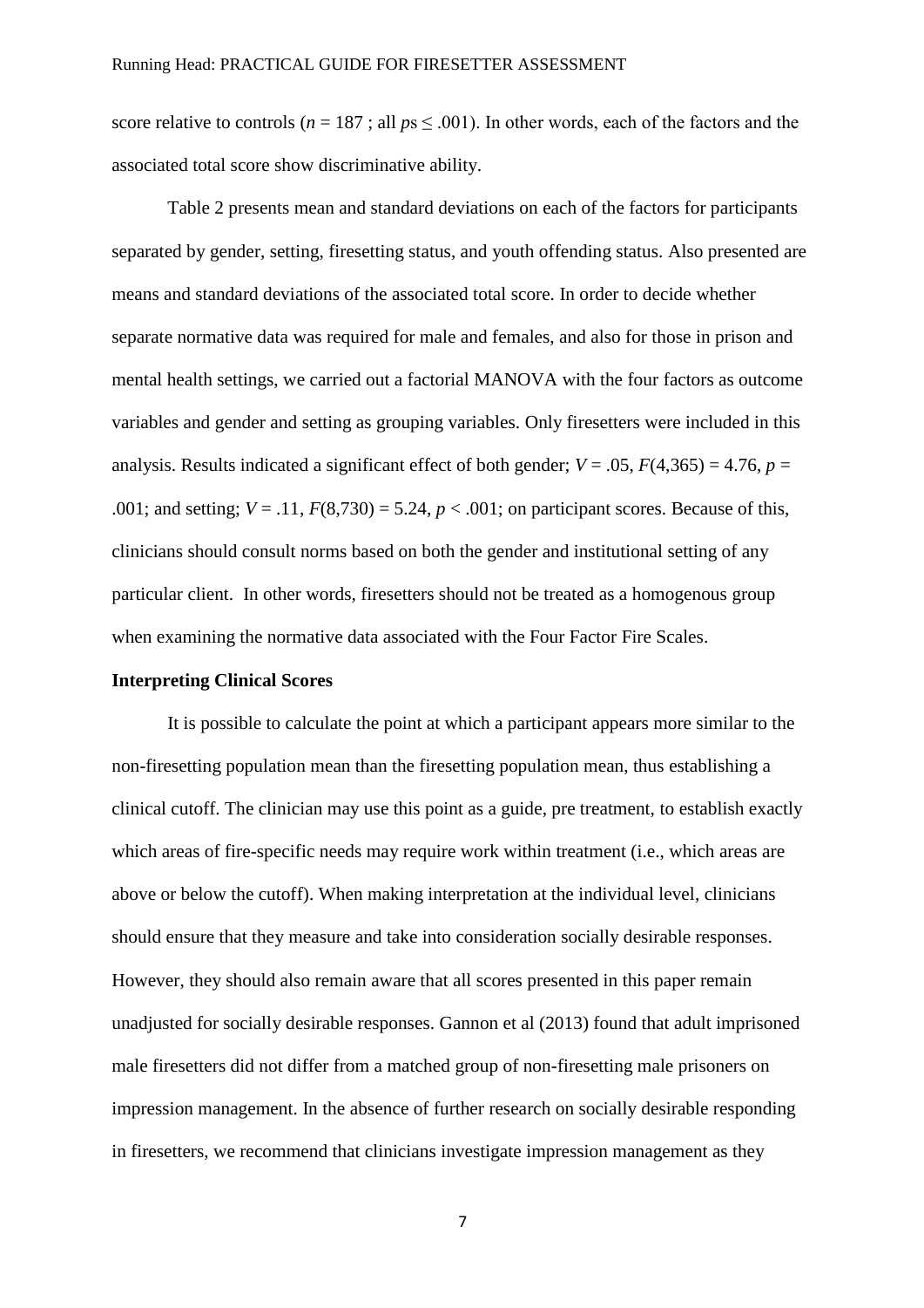score relative to controls ($n = 187$ ; all $ps \leq .001$). In other words, each of the factors and the associated total score show discriminative ability.

Table 2 presents mean and standard deviations on each of the factors for participants separated by gender, setting, firesetting status, and youth offending status. Also presented are means and standard deviations of the associated total score. In order to decide whether separate normative data was required for male and females, and also for those in prison and mental health settings, we carried out a factorial MANOVA with the four factors as outcome variables and gender and setting as grouping variables. Only firesetters were included in this analysis. Results indicated a significant effect of both gender; $V = .05$, $F(4{,}365) = 4.76$, $p = .001$; and setting; $V = .11$, $F(8{,}730) = 5.24$, $p < .001$; on participant scores. Because of this, clinicians should consult norms based on both the gender and institutional setting of any particular client. In other words, firesetters should not be treated as a homogenous group when examining the normative data associated with the Four Factor Fire Scales.

**Interpreting Clinical Scores**

It is possible to calculate the point at which a participant appears more similar to the non-firesetting population mean than the firesetting population mean, thus establishing a clinical cutoff. The clinician may use this point as a guide, pre treatment, to establish exactly which areas of fire-specific needs may require work within treatment (i.e., which areas are above or below the cutoff). When making interpretation at the individual level, clinicians should ensure that they measure and take into consideration socially desirable responses. However, they should also remain aware that all scores presented in this paper remain unadjusted for socially desirable responses. Gannon et al (2013) found that adult imprisoned male firesetters did not differ from a matched group of non-firesetting male prisoners on impression management. In the absence of further research on socially desirable responding in firesetters, we recommend that clinicians investigate impression management as they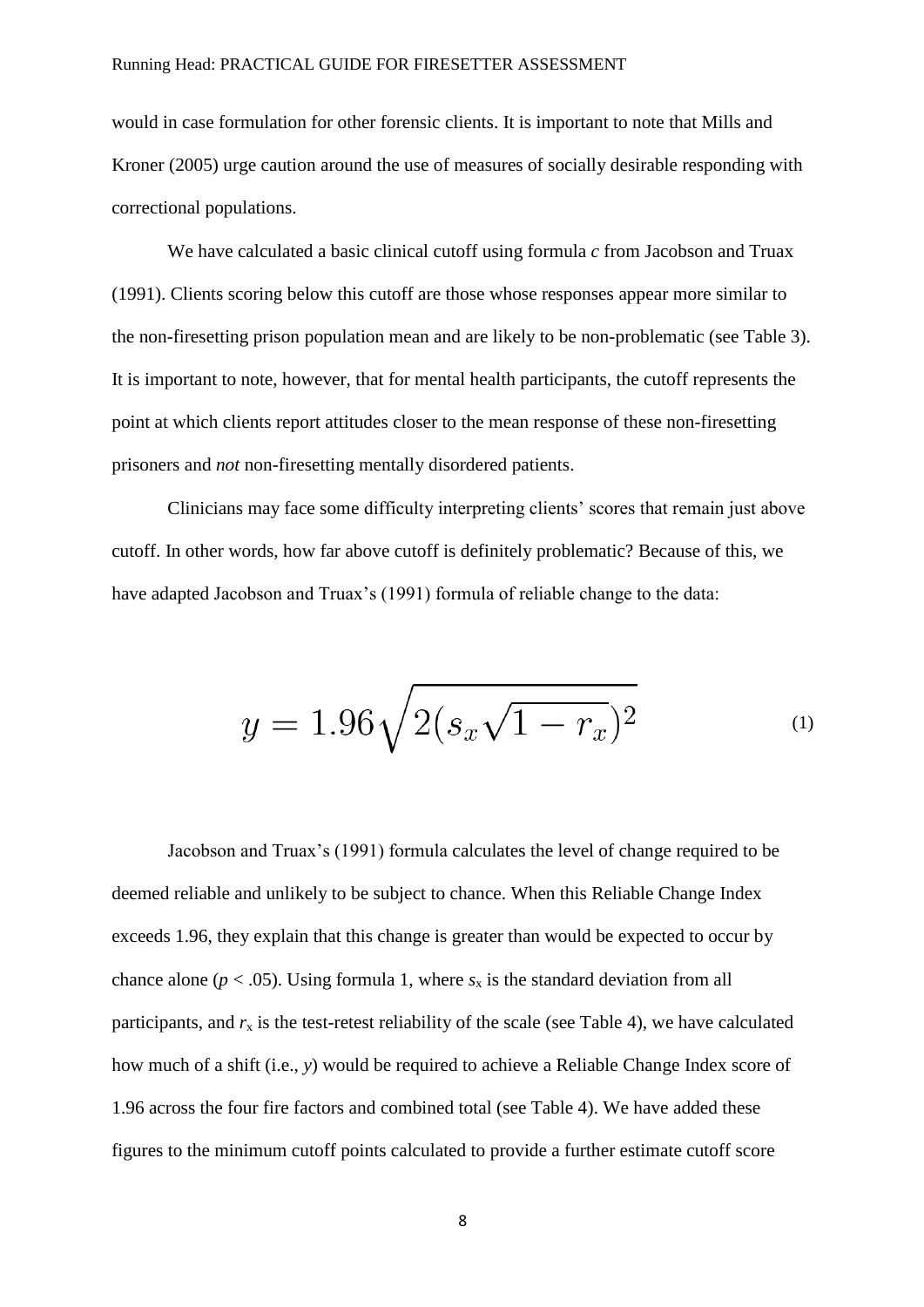would in case formulation for other forensic clients. It is important to note that Mills and Kroner (2005) urge caution around the use of measures of socially desirable responding with correctional populations.

We have calculated a basic clinical cutoff using formula *c* from Jacobson and Truax (1991). Clients scoring below this cutoff are those whose responses appear more similar to the non-firesetting prison population mean and are likely to be non-problematic (see Table 3). It is important to note, however, that for mental health participants, the cutoff represents the point at which clients report attitudes closer to the mean response of these non-firesetting prisoners and *not* non-firesetting mentally disordered patients.

Clinicians may face some difficulty interpreting clients' scores that remain just above cutoff. In other words, how far above cutoff is definitely problematic? Because of this, we have adapted Jacobson and Truax's (1991) formula of reliable change to the data:

$$y = 1.96\sqrt{2(s_x\sqrt{1-r_x})^2} \tag{1}$$

Jacobson and Truax's (1991) formula calculates the level of change required to be deemed reliable and unlikely to be subject to chance. When this Reliable Change Index exceeds 1.96, they explain that this change is greater than would be expected to occur by chance alone ($p < .05$). Using formula 1, where $s_x$ is the standard deviation from all participants, and $r_x$ is the test-retest reliability of the scale (see Table 4), we have calculated how much of a shift (i.e., *y*) would be required to achieve a Reliable Change Index score of 1.96 across the four fire factors and combined total (see Table 4). We have added these figures to the minimum cutoff points calculated to provide a further estimate cutoff score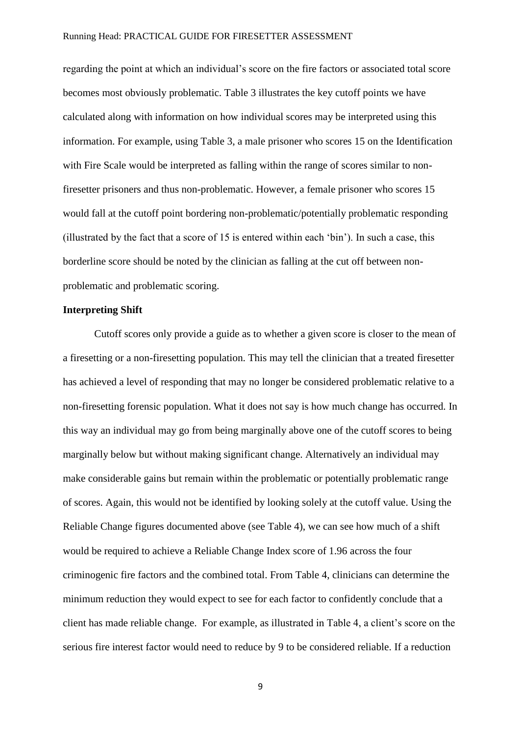regarding the point at which an individual's score on the fire factors or associated total score becomes most obviously problematic. Table 3 illustrates the key cutoff points we have calculated along with information on how individual scores may be interpreted using this information. For example, using Table 3, a male prisoner who scores 15 on the Identification with Fire Scale would be interpreted as falling within the range of scores similar to non-firesetter prisoners and thus non-problematic. However, a female prisoner who scores 15 would fall at the cutoff point bordering non-problematic/potentially problematic responding (illustrated by the fact that a score of 15 is entered within each 'bin'). In such a case, this borderline score should be noted by the clinician as falling at the cut off between non-problematic and problematic scoring.

**Interpreting Shift**

Cutoff scores only provide a guide as to whether a given score is closer to the mean of a firesetting or a non-firesetting population. This may tell the clinician that a treated firesetter has achieved a level of responding that may no longer be considered problematic relative to a non-firesetting forensic population. What it does not say is how much change has occurred. In this way an individual may go from being marginally above one of the cutoff scores to being marginally below but without making significant change. Alternatively an individual may make considerable gains but remain within the problematic or potentially problematic range of scores. Again, this would not be identified by looking solely at the cutoff value. Using the Reliable Change figures documented above (see Table 4), we can see how much of a shift would be required to achieve a Reliable Change Index score of 1.96 across the four criminogenic fire factors and the combined total. From Table 4, clinicians can determine the minimum reduction they would expect to see for each factor to confidently conclude that a client has made reliable change. For example, as illustrated in Table 4, a client's score on the serious fire interest factor would need to reduce by 9 to be considered reliable. If a reduction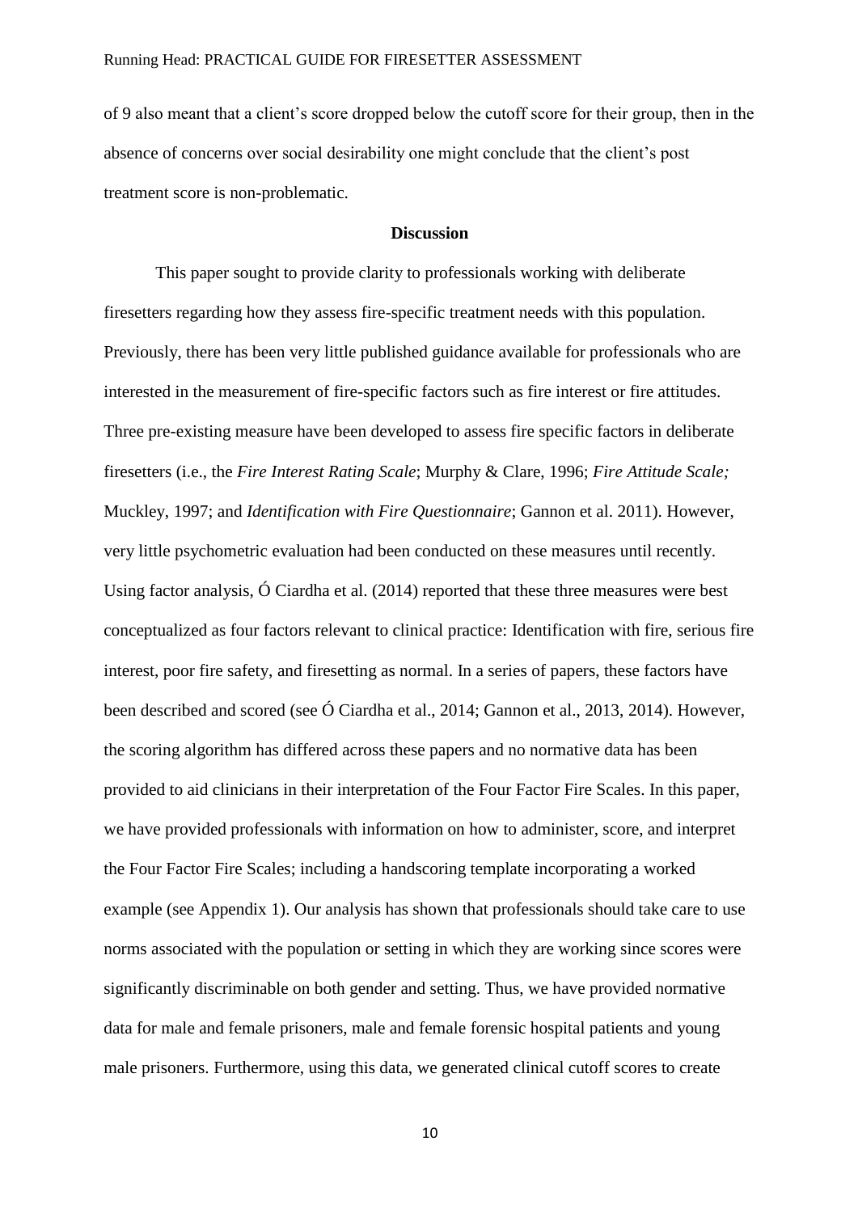of 9 also meant that a client's score dropped below the cutoff score for their group, then in the absence of concerns over social desirability one might conclude that the client's post treatment score is non-problematic.

## Discussion

This paper sought to provide clarity to professionals working with deliberate firesetters regarding how they assess fire-specific treatment needs with this population. Previously, there has been very little published guidance available for professionals who are interested in the measurement of fire-specific factors such as fire interest or fire attitudes. Three pre-existing measure have been developed to assess fire specific factors in deliberate firesetters (i.e., the *Fire Interest Rating Scale*; Murphy & Clare, 1996; *Fire Attitude Scale;* Muckley, 1997; and *Identification with Fire Questionnaire*; Gannon et al. 2011). However, very little psychometric evaluation had been conducted on these measures until recently. Using factor analysis, Ó Ciardha et al. (2014) reported that these three measures were best conceptualized as four factors relevant to clinical practice: Identification with fire, serious fire interest, poor fire safety, and firesetting as normal. In a series of papers, these factors have been described and scored (see Ó Ciardha et al., 2014; Gannon et al., 2013, 2014). However, the scoring algorithm has differed across these papers and no normative data has been provided to aid clinicians in their interpretation of the Four Factor Fire Scales. In this paper, we have provided professionals with information on how to administer, score, and interpret the Four Factor Fire Scales; including a handscoring template incorporating a worked example (see Appendix 1). Our analysis has shown that professionals should take care to use norms associated with the population or setting in which they are working since scores were significantly discriminable on both gender and setting. Thus, we have provided normative data for male and female prisoners, male and female forensic hospital patients and young male prisoners. Furthermore, using this data, we generated clinical cutoff scores to create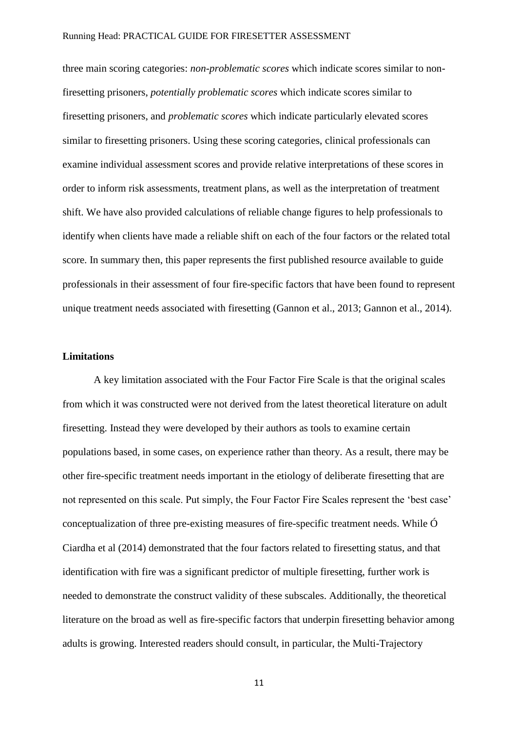three main scoring categories: *non-problematic scores* which indicate scores similar to non-firesetting prisoners, *potentially problematic scores* which indicate scores similar to firesetting prisoners, and *problematic scores* which indicate particularly elevated scores similar to firesetting prisoners. Using these scoring categories, clinical professionals can examine individual assessment scores and provide relative interpretations of these scores in order to inform risk assessments, treatment plans, as well as the interpretation of treatment shift. We have also provided calculations of reliable change figures to help professionals to identify when clients have made a reliable shift on each of the four factors or the related total score. In summary then, this paper represents the first published resource available to guide professionals in their assessment of four fire-specific factors that have been found to represent unique treatment needs associated with firesetting (Gannon et al., 2013; Gannon et al., 2014).

## Limitations

A key limitation associated with the Four Factor Fire Scale is that the original scales from which it was constructed were not derived from the latest theoretical literature on adult firesetting. Instead they were developed by their authors as tools to examine certain populations based, in some cases, on experience rather than theory. As a result, there may be other fire-specific treatment needs important in the etiology of deliberate firesetting that are not represented on this scale. Put simply, the Four Factor Fire Scales represent the 'best case' conceptualization of three pre-existing measures of fire-specific treatment needs. While Ó Ciardha et al (2014) demonstrated that the four factors related to firesetting status, and that identification with fire was a significant predictor of multiple firesetting, further work is needed to demonstrate the construct validity of these subscales. Additionally, the theoretical literature on the broad as well as fire-specific factors that underpin firesetting behavior among adults is growing. Interested readers should consult, in particular, the Multi-Trajectory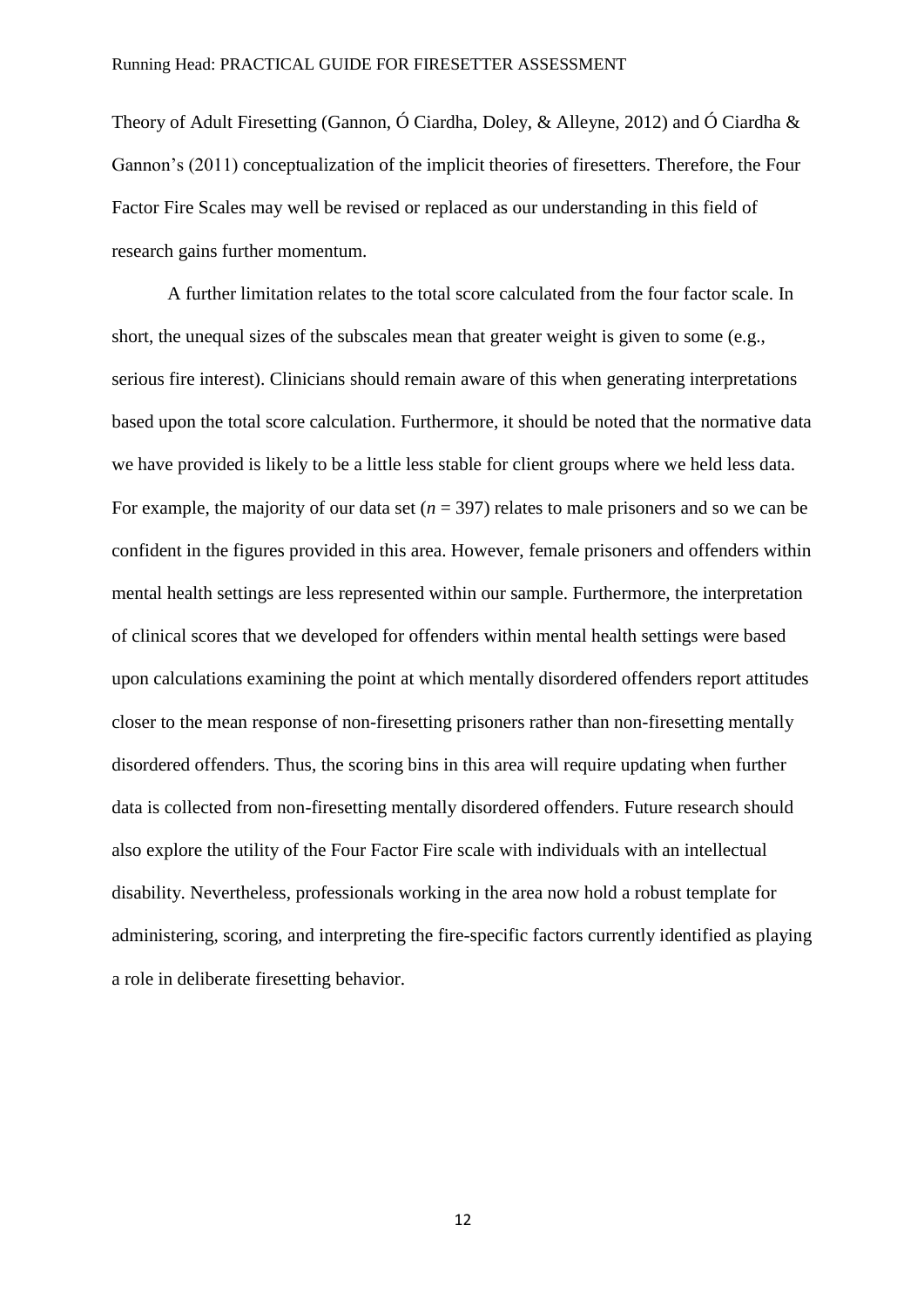Theory of Adult Firesetting (Gannon, Ó Ciardha, Doley, & Alleyne, 2012) and Ó Ciardha & Gannon's (2011) conceptualization of the implicit theories of firesetters. Therefore, the Four Factor Fire Scales may well be revised or replaced as our understanding in this field of research gains further momentum.

A further limitation relates to the total score calculated from the four factor scale. In short, the unequal sizes of the subscales mean that greater weight is given to some (e.g., serious fire interest). Clinicians should remain aware of this when generating interpretations based upon the total score calculation. Furthermore, it should be noted that the normative data we have provided is likely to be a little less stable for client groups where we held less data. For example, the majority of our data set ($n$ = 397) relates to male prisoners and so we can be confident in the figures provided in this area. However, female prisoners and offenders within mental health settings are less represented within our sample. Furthermore, the interpretation of clinical scores that we developed for offenders within mental health settings were based upon calculations examining the point at which mentally disordered offenders report attitudes closer to the mean response of non-firesetting prisoners rather than non-firesetting mentally disordered offenders. Thus, the scoring bins in this area will require updating when further data is collected from non-firesetting mentally disordered offenders. Future research should also explore the utility of the Four Factor Fire scale with individuals with an intellectual disability. Nevertheless, professionals working in the area now hold a robust template for administering, scoring, and interpreting the fire-specific factors currently identified as playing a role in deliberate firesetting behavior.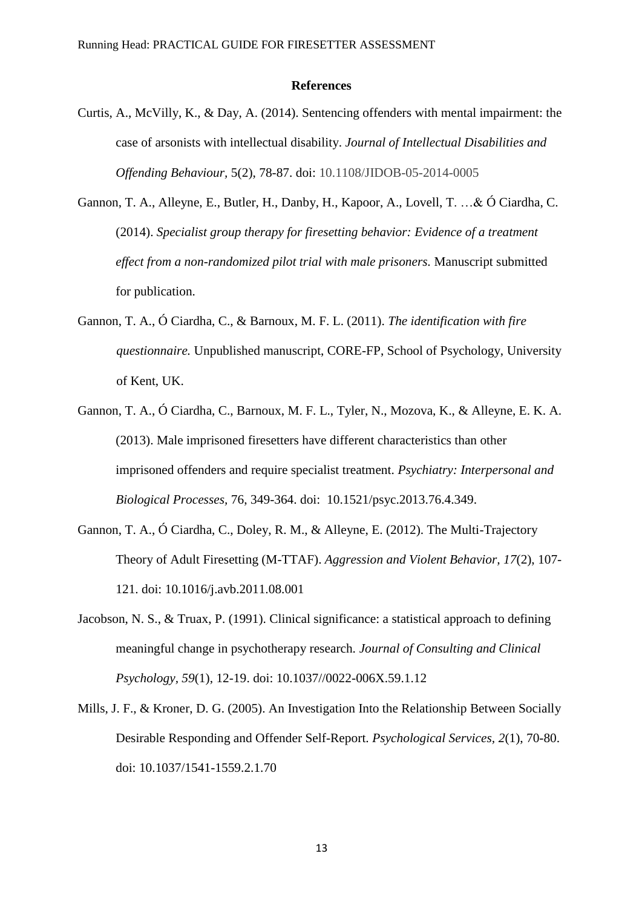# References

Curtis, A., McVilly, K., & Day, A. (2014). Sentencing offenders with mental impairment: the case of arsonists with intellectual disability. *Journal of Intellectual Disabilities and Offending Behaviour*, 5(2), 78-87. doi: 10.1108/JIDOB-05-2014-0005

Gannon, T. A., Alleyne, E., Butler, H., Danby, H., Kapoor, A., Lovell, T. …& Ó Ciardha, C. (2014). *Specialist group therapy for firesetting behavior: Evidence of a treatment effect from a non-randomized pilot trial with male prisoners.* Manuscript submitted for publication.

Gannon, T. A., Ó Ciardha, C., & Barnoux, M. F. L. (2011). *The identification with fire questionnaire.* Unpublished manuscript, CORE-FP, School of Psychology, University of Kent, UK.

Gannon, T. A., Ó Ciardha, C., Barnoux, M. F. L., Tyler, N., Mozova, K., & Alleyne, E. K. A. (2013). Male imprisoned firesetters have different characteristics than other imprisoned offenders and require specialist treatment. *Psychiatry: Interpersonal and Biological Processes,* 76, 349-364. doi: 10.1521/psyc.2013.76.4.349.

Gannon, T. A., Ó Ciardha, C., Doley, R. M., & Alleyne, E. (2012). The Multi-Trajectory Theory of Adult Firesetting (M-TTAF). *Aggression and Violent Behavior, 17*(2), 107-121. doi: 10.1016/j.avb.2011.08.001

Jacobson, N. S., & Truax, P. (1991). Clinical significance: a statistical approach to defining meaningful change in psychotherapy research. *Journal of Consulting and Clinical Psychology, 59*(1), 12-19. doi: 10.1037//0022-006X.59.1.12

Mills, J. F., & Kroner, D. G. (2005). An Investigation Into the Relationship Between Socially Desirable Responding and Offender Self-Report. *Psychological Services, 2*(1), 70-80. doi: 10.1037/1541-1559.2.1.70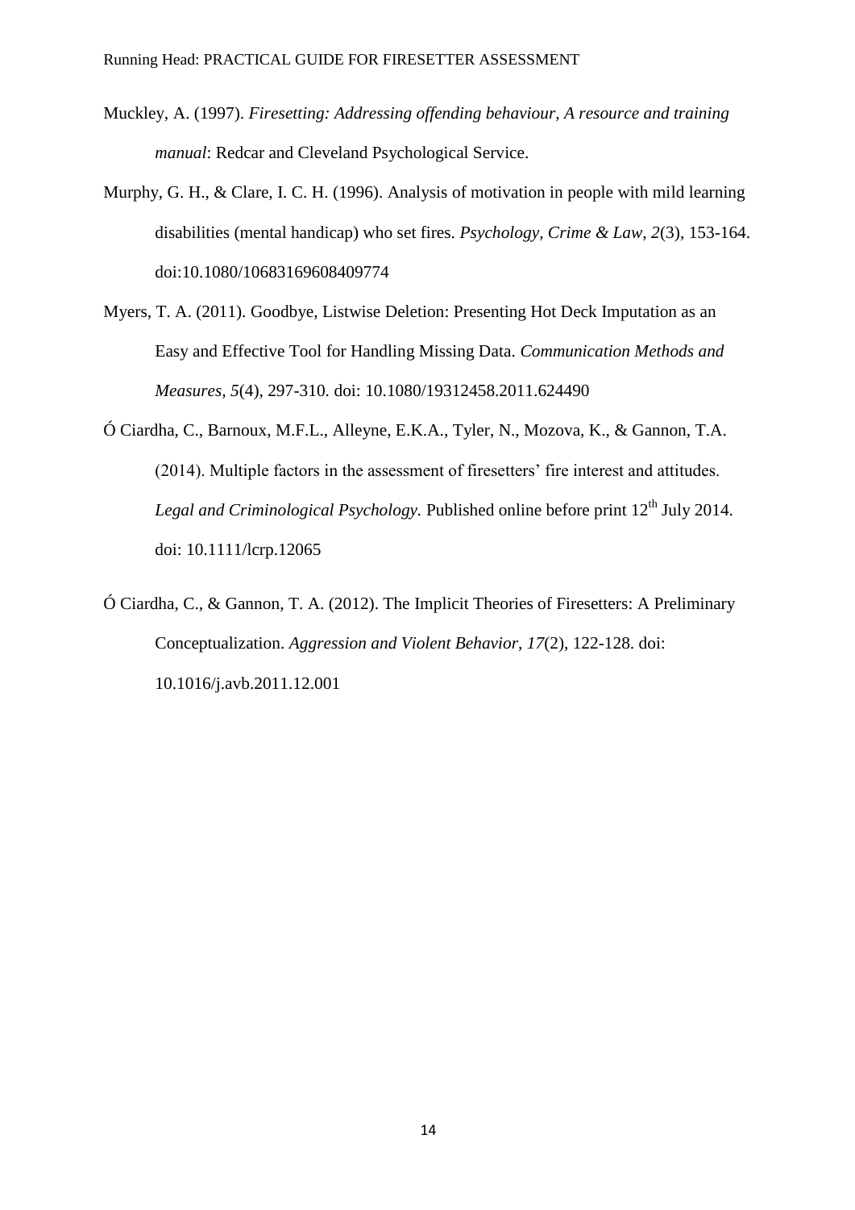Muckley, A. (1997). *Firesetting: Addressing offending behaviour, A resource and training manual*: Redcar and Cleveland Psychological Service.

Murphy, G. H., & Clare, I. C. H. (1996). Analysis of motivation in people with mild learning disabilities (mental handicap) who set fires. *Psychology, Crime & Law, 2*(3), 153-164. doi:10.1080/10683169608409774

Myers, T. A. (2011). Goodbye, Listwise Deletion: Presenting Hot Deck Imputation as an Easy and Effective Tool for Handling Missing Data. *Communication Methods and Measures, 5*(4), 297-310. doi: 10.1080/19312458.2011.624490

Ó Ciardha, C., Barnoux, M.F.L., Alleyne, E.K.A., Tyler, N., Mozova, K., & Gannon, T.A. (2014). Multiple factors in the assessment of firesetters' fire interest and attitudes. *Legal and Criminological Psychology.* Published online before print 12th July 2014. doi: 10.1111/lcrp.12065

Ó Ciardha, C., & Gannon, T. A. (2012). The Implicit Theories of Firesetters: A Preliminary Conceptualization. *Aggression and Violent Behavior, 17*(2), 122-128. doi: 10.1016/j.avb.2011.12.001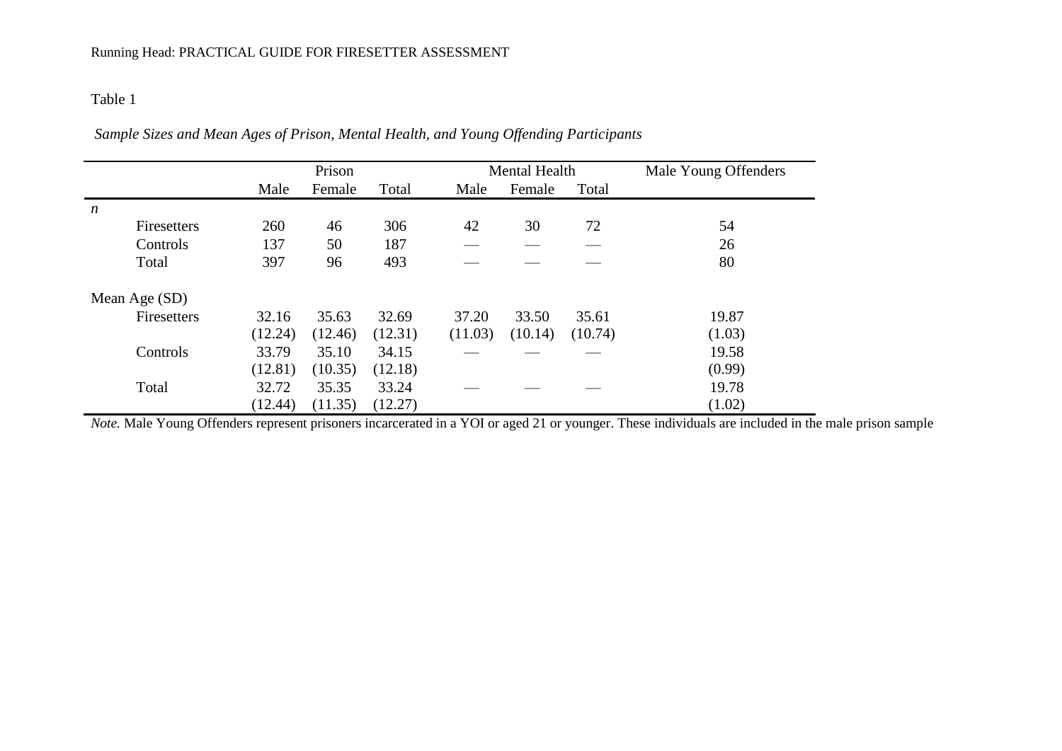Table 1

*Sample Sizes and Mean Ages of Prison, Mental Health, and Young Offending Participants*

| | Prison | | | Mental Health | | | Male Young Offenders |
|---|---|---|---|---|---|---|---|
| | Male | Female | Total | Male | Female | Total | |
| *n* | | | | | | | |
| Firesetters | 260 | 46 | 306 | 42 | 30 | 72 | 54 |
| Controls | 137 | 50 | 187 | — | — | — | 26 |
| Total | 397 | 96 | 493 | — | — | — | 80 |
| Mean Age (SD) | | | | | | | |
| Firesetters | 32.16 (12.24) | 35.63 (12.46) | 32.69 (12.31) | 37.20 (11.03) | 33.50 (10.14) | 35.61 (10.74) | 19.87 (1.03) |
| Controls | 33.79 (12.81) | 35.10 (10.35) | 34.15 (12.18) | — | — | — | 19.58 (0.99) |
| Total | 32.72 (12.44) | 35.35 (11.35) | 33.24 (12.27) | — | — | — | 19.78 (1.02) |

*Note.* Male Young Offenders represent prisoners incarcerated in a YOI or aged 21 or younger. These individuals are included in the male prison sample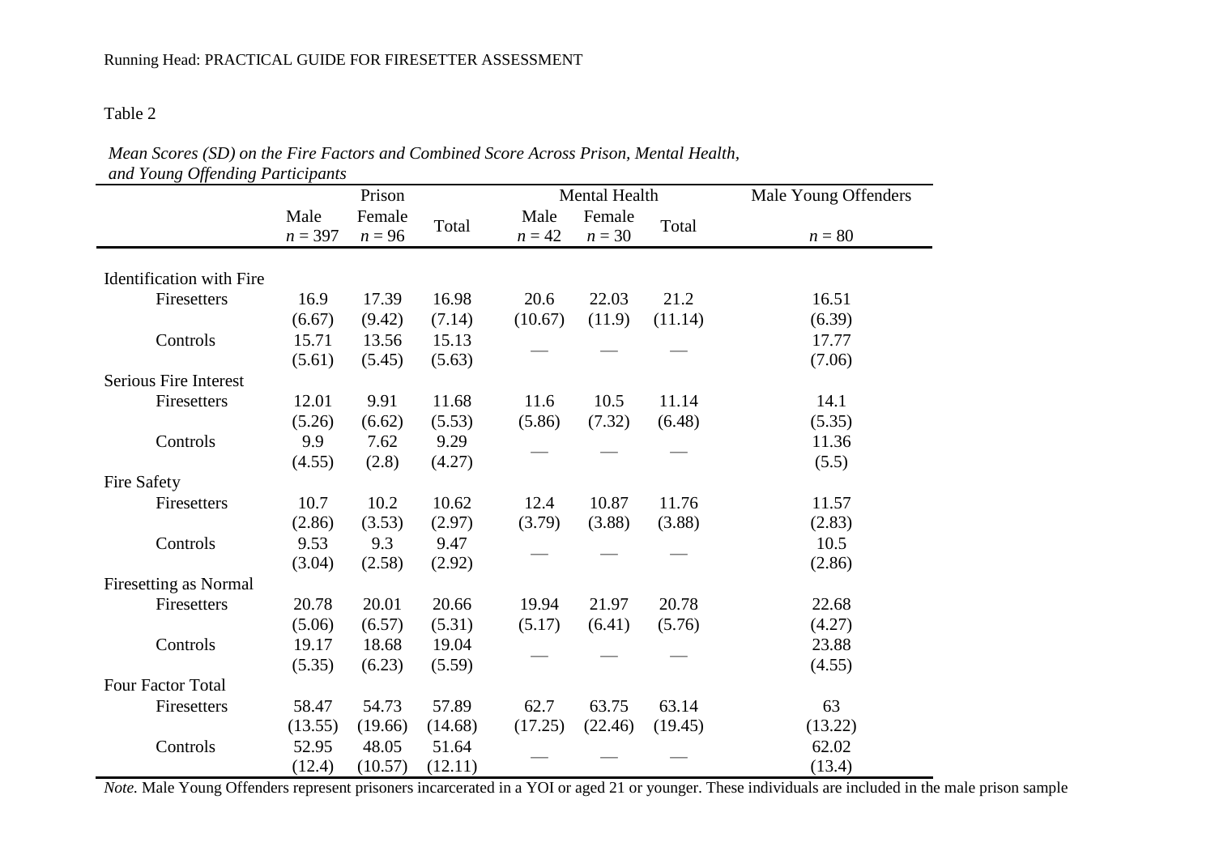Table 2

*Mean Scores (SD) on the Fire Factors and Combined Score Across Prison, Mental Health, and Young Offending Participants*

| | Prison | | | Mental Health | | | Male Young Offenders |
|---|---|---|---|---|---|---|---|
| | Male *n* = 397 | Female *n* = 96 | Total | Male *n* = 42 | Female *n* = 30 | Total | *n* = 80 |
| Identification with Fire | | | | | | | |
| Firesetters | 16.9 (6.67) | 17.39 (9.42) | 16.98 (7.14) | 20.6 (10.67) | 22.03 (11.9) | 21.2 (11.14) | 16.51 (6.39) |
| Controls | 15.71 (5.61) | 13.56 (5.45) | 15.13 (5.63) | — | — | — | 17.77 (7.06) |
| Serious Fire Interest | | | | | | | |
| Firesetters | 12.01 (5.26) | 9.91 (6.62) | 11.68 (5.53) | 11.6 (5.86) | 10.5 (7.32) | 11.14 (6.48) | 14.1 (5.35) |
| Controls | 9.9 (4.55) | 7.62 (2.8) | 9.29 (4.27) | — | — | — | 11.36 (5.5) |
| Fire Safety | | | | | | | |
| Firesetters | 10.7 (2.86) | 10.2 (3.53) | 10.62 (2.97) | 12.4 (3.79) | 10.87 (3.88) | 11.76 (3.88) | 11.57 (2.83) |
| Controls | 9.53 (3.04) | 9.3 (2.58) | 9.47 (2.92) | — | — | — | 10.5 (2.86) |
| Firesetting as Normal | | | | | | | |
| Firesetters | 20.78 (5.06) | 20.01 (6.57) | 20.66 (5.31) | 19.94 (5.17) | 21.97 (6.41) | 20.78 (5.76) | 22.68 (4.27) |
| Controls | 19.17 (5.35) | 18.68 (6.23) | 19.04 (5.59) | — | — | — | 23.88 (4.55) |
| Four Factor Total | | | | | | | |
| Firesetters | 58.47 (13.55) | 54.73 (19.66) | 57.89 (14.68) | 62.7 (17.25) | 63.75 (22.46) | 63.14 (19.45) | 63 (13.22) |
| Controls | 52.95 (12.4) | 48.05 (10.57) | 51.64 (12.11) | — | — | — | 62.02 (13.4) |

*Note.* Male Young Offenders represent prisoners incarcerated in a YOI or aged 21 or younger. These individuals are included in the male prison sample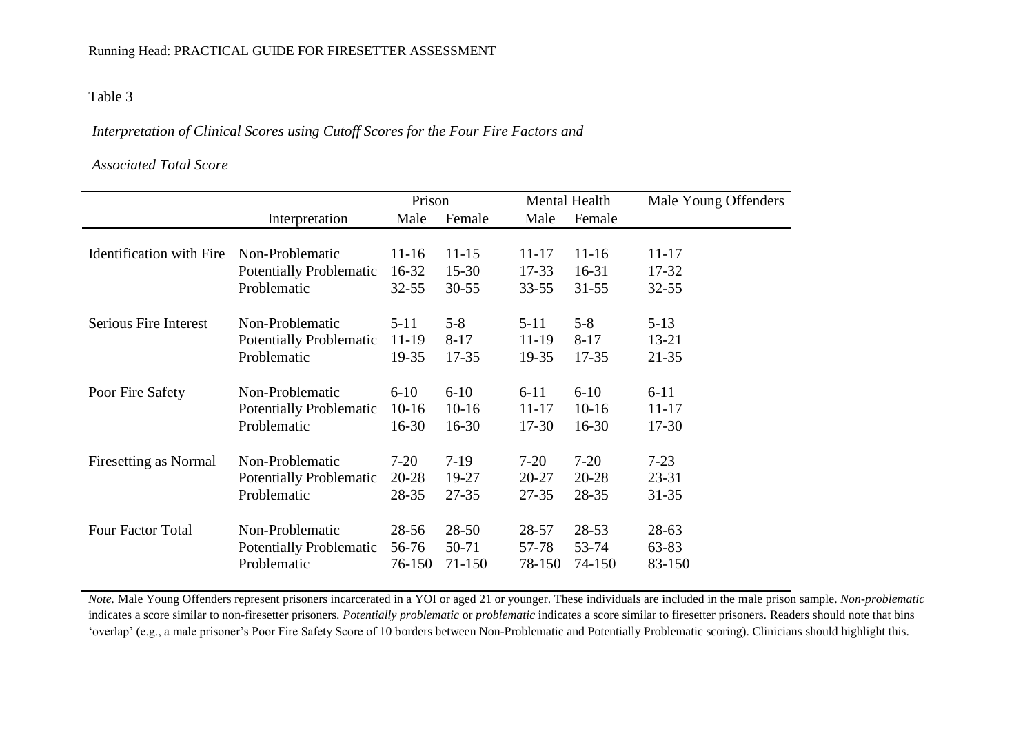Table 3

*Interpretation of Clinical Scores using Cutoff Scores for the Four Fire Factors and Associated Total Score*

| | | Prison | | Mental Health | | Male Young Offenders |
|---|---|---|---|---|---|---|
| | Interpretation | Male | Female | Male | Female | |
| Identification with Fire | Non-Problematic | 11-16 | 11-15 | 11-17 | 11-16 | 11-17 |
| | Potentially Problematic | 16-32 | 15-30 | 17-33 | 16-31 | 17-32 |
| | Problematic | 32-55 | 30-55 | 33-55 | 31-55 | 32-55 |
| Serious Fire Interest | Non-Problematic | 5-11 | 5-8 | 5-11 | 5-8 | 5-13 |
| | Potentially Problematic | 11-19 | 8-17 | 11-19 | 8-17 | 13-21 |
| | Problematic | 19-35 | 17-35 | 19-35 | 17-35 | 21-35 |
| Poor Fire Safety | Non-Problematic | 6-10 | 6-10 | 6-11 | 6-10 | 6-11 |
| | Potentially Problematic | 10-16 | 10-16 | 11-17 | 10-16 | 11-17 |
| | Problematic | 16-30 | 16-30 | 17-30 | 16-30 | 17-30 |
| Firesetting as Normal | Non-Problematic | 7-20 | 7-19 | 7-20 | 7-20 | 7-23 |
| | Potentially Problematic | 20-28 | 19-27 | 20-27 | 20-28 | 23-31 |
| | Problematic | 28-35 | 27-35 | 27-35 | 28-35 | 31-35 |
| Four Factor Total | Non-Problematic | 28-56 | 28-50 | 28-57 | 28-53 | 28-63 |
| | Potentially Problematic | 56-76 | 50-71 | 57-78 | 53-74 | 63-83 |
| | Problematic | 76-150 | 71-150 | 78-150 | 74-150 | 83-150 |

*Note.* Male Young Offenders represent prisoners incarcerated in a YOI or aged 21 or younger. These individuals are included in the male prison sample. *Non-problematic* indicates a score similar to non-firesetter prisoners. *Potentially problematic* or *problematic* indicates a score similar to firesetter prisoners. Readers should note that bins 'overlap' (e.g., a male prisoner's Poor Fire Safety Score of 10 borders between Non-Problematic and Potentially Problematic scoring). Clinicians should highlight this.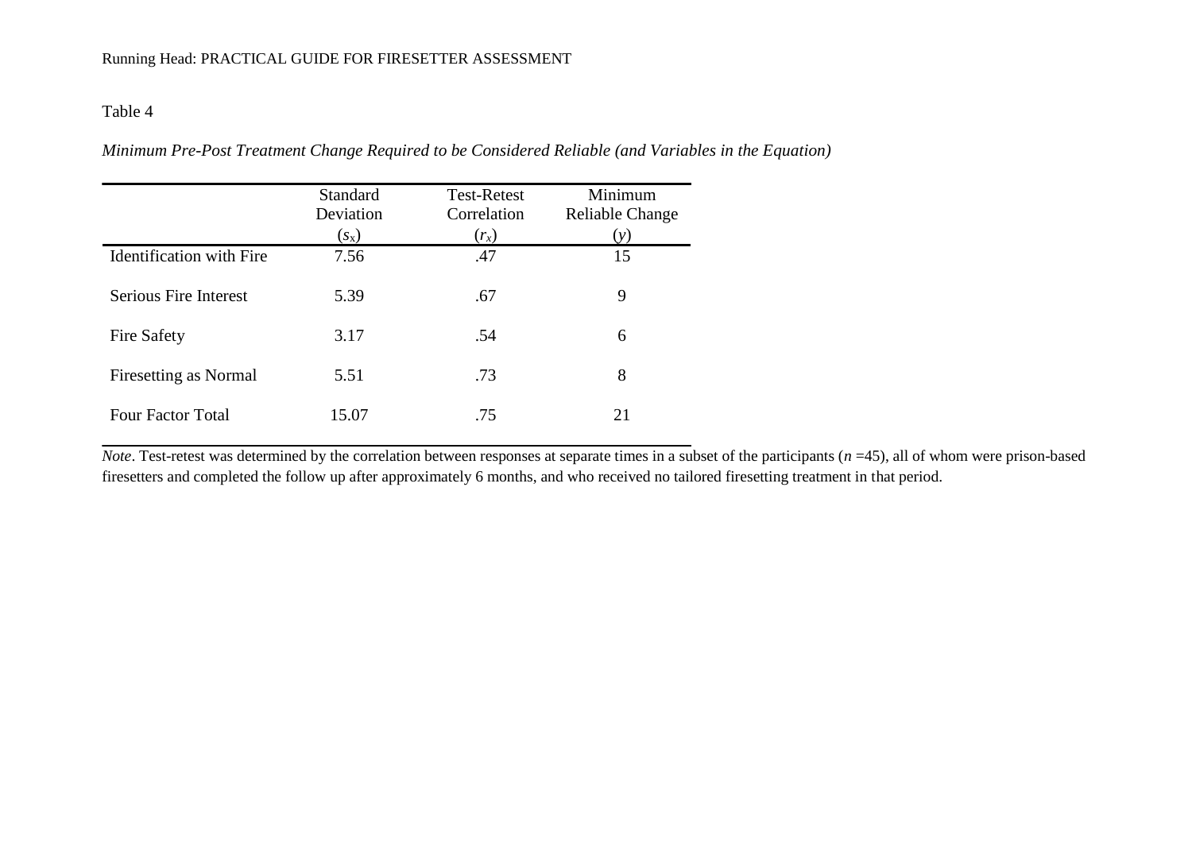Table 4

*Minimum Pre-Post Treatment Change Required to be Considered Reliable (and Variables in the Equation)*

| | Standard Deviation ($s_x$) | Test-Retest Correlation ($r_x$) | Minimum Reliable Change ($y$) |
|---|---|---|---|
| Identification with Fire | 7.56 | .47 | 15 |
| Serious Fire Interest | 5.39 | .67 | 9 |
| Fire Safety | 3.17 | .54 | 6 |
| Firesetting as Normal | 5.51 | .73 | 8 |
| Four Factor Total | 15.07 | .75 | 21 |

*Note*. Test-retest was determined by the correlation between responses at separate times in a subset of the participants ($n$ =45), all of whom were prison-based firesetters and completed the follow up after approximately 6 months, and who received no tailored firesetting treatment in that period.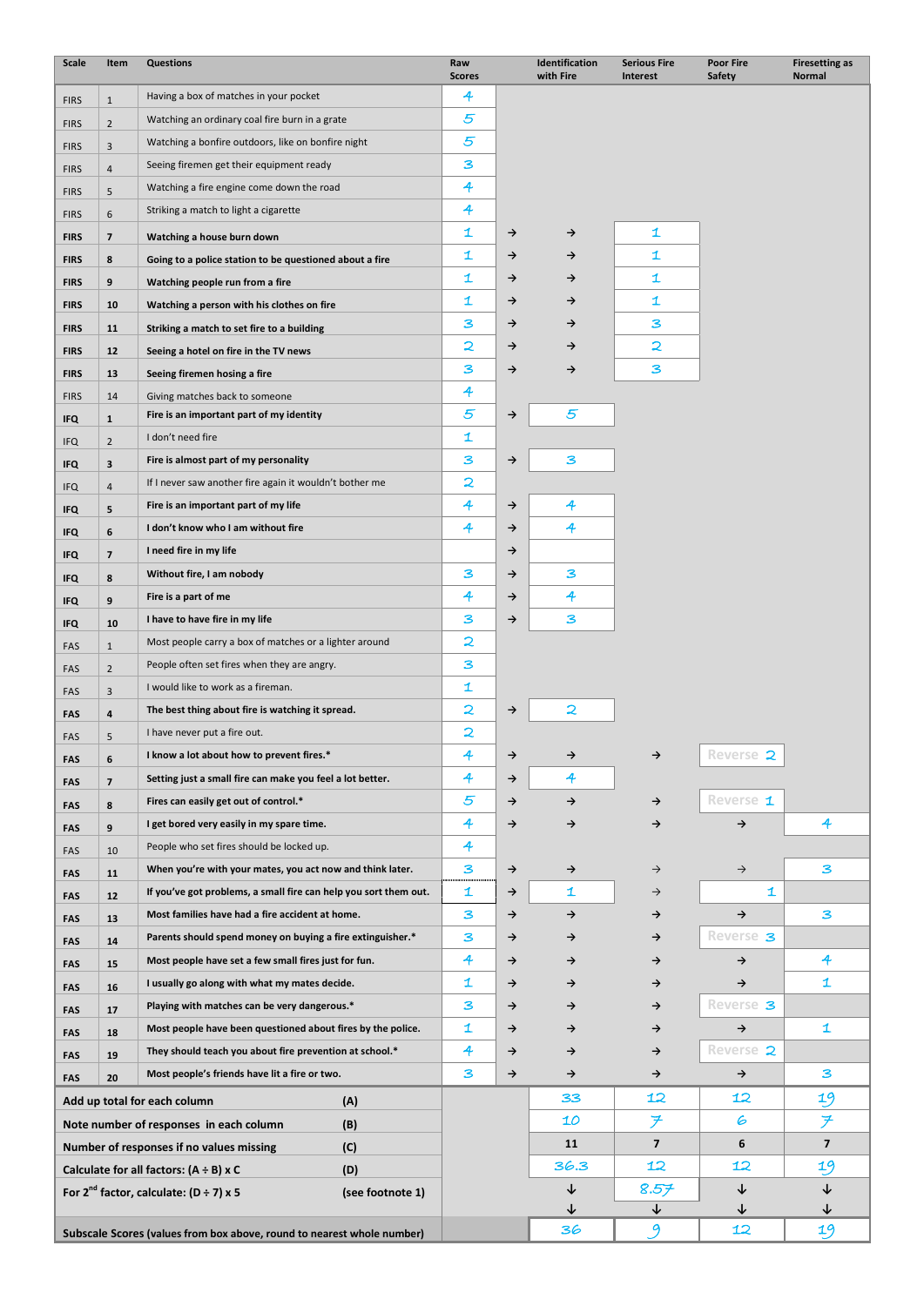| Scale | Item | Questions | Raw Scores | | Identification with Fire | Serious Fire Interest | Poor Fire Safety | Firesetting as Normal |
|---|---|---|---|---|---|---|---|---|
| FIRS | 1 | Having a box of matches in your pocket | 4 | | | | | |
| FIRS | 2 | Watching an ordinary coal fire burn in a grate | 5 | | | | | |
| FIRS | 3 | Watching a bonfire outdoors, like on bonfire night | 5 | | | | | |
| FIRS | 4 | Seeing firemen get their equipment ready | 3 | | | | | |
| FIRS | 5 | Watching a fire engine come down the road | 4 | | | | | |
| FIRS | 6 | Striking a match to light a cigarette | 4 | | | | | |
| **FIRS** | **7** | **Watching a house burn down** | 1 | → | → | 1 | | |
| **FIRS** | **8** | **Going to a police station to be questioned about a fire** | 1 | → | → | 1 | | |
| **FIRS** | **9** | **Watching people run from a fire** | 1 | → | → | 1 | | |
| **FIRS** | **10** | **Watching a person with his clothes on fire** | 1 | → | → | 1 | | |
| **FIRS** | **11** | **Striking a match to set fire to a building** | 3 | → | → | 3 | | |
| **FIRS** | **12** | **Seeing a hotel on fire in the TV news** | 2 | → | → | 2 | | |
| **FIRS** | **13** | **Seeing firemen hosing a fire** | 3 | → | → | 3 | | |
| FIRS | 14 | Giving matches back to someone | 4 | | | | | |
| **IFQ** | **1** | **Fire is an important part of my identity** | 5 | → | 5 | | | |
| IFQ | 2 | I don't need fire | 1 | | | | | |
| **IFQ** | **3** | **Fire is almost part of my personality** | 3 | → | 3 | | | |
| IFQ | 4 | If I never saw another fire again it wouldn't bother me | 2 | | | | | |
| **IFQ** | **5** | **Fire is an important part of my life** | 4 | → | 4 | | | |
| **IFQ** | **6** | **I don't know who I am without fire** | 4 | → | 4 | | | |
| **IFQ** | **7** | **I need fire in my life** | | → | | | | |
| **IFQ** | **8** | **Without fire, I am nobody** | 3 | → | 3 | | | |
| **IFQ** | **9** | **Fire is a part of me** | 4 | → | 4 | | | |
| **IFQ** | **10** | **I have to have fire in my life** | 3 | → | 3 | | | |
| FAS | 1 | Most people carry a box of matches or a lighter around | 2 | | | | | |
| FAS | 2 | People often set fires when they are angry. | 3 | | | | | |
| FAS | 3 | I would like to work as a fireman. | 1 | | | | | |
| **FAS** | **4** | **The best thing about fire is watching it spread.** | 2 | → | 2 | | | |
| FAS | 5 | I have never put a fire out. | 2 | | | | | |
| **FAS** | **6** | **I know a lot about how to prevent fires.*** | 4 | → | → | → | Reverse 2 | |
| **FAS** | **7** | **Setting just a small fire can make you feel a lot better.** | 4 | → | 4 | | | |
| **FAS** | **8** | **Fires can easily get out of control.*** | 5 | → | → | → | Reverse 1 | |
| **FAS** | **9** | **I get bored very easily in my spare time.** | 4 | → | → | → | → | 4 |
| FAS | 10 | People who set fires should be locked up. | 4 | | | | | |
| **FAS** | **11** | **When you're with your mates, you act now and think later.** | 3 | → | → | → | → | 3 |
| **FAS** | **12** | **If you've got problems, a small fire can help you sort them out.** | 1 | → | 1 | → | 1 | |
| **FAS** | **13** | **Most families have had a fire accident at home.** | 3 | → | → | → | → | 3 |
| **FAS** | **14** | **Parents should spend money on buying a fire extinguisher.*** | 3 | → | → | → | Reverse 3 | |
| **FAS** | **15** | **Most people have set a few small fires just for fun.** | 4 | → | → | → | → | 4 |
| **FAS** | **16** | **I usually go along with what my mates decide.** | 1 | → | → | → | → | 1 |
| **FAS** | **17** | **Playing with matches can be very dangerous.*** | 3 | → | → | → | Reverse 3 | |
| **FAS** | **18** | **Most people have been questioned about fires by the police.** | 1 | → | → | → | → | 1 |
| **FAS** | **19** | **They should teach you about fire prevention at school.*** | 4 | → | → | → | Reverse 2 | |
| **FAS** | **20** | **Most people's friends have lit a fire or two.** | 3 | → | → | → | → | 3 |
| **Add up total for each column** | | **(A)** | | | 33 | 12 | 12 | 19 |
| **Note number of responses in each column** | | **(B)** | | | 10 | 7 | 6 | 7 |
| **Number of responses if no values missing** | | **(C)** | | | 11 | 7 | 6 | 7 |
| **Calculate for all factors: (A ÷ B) x C** | | **(D)** | | | 36.3 | 12 | 12 | 19 |
| **For 2nd factor, calculate: (D ÷ 7) x 5** | | **(see footnote 1)** | | | ↓ | 8.57 | ↓ | ↓ |
| **Subscale Scores (values from box above, round to nearest whole number)** | | | | | 36 | 9 | 12 | 19 |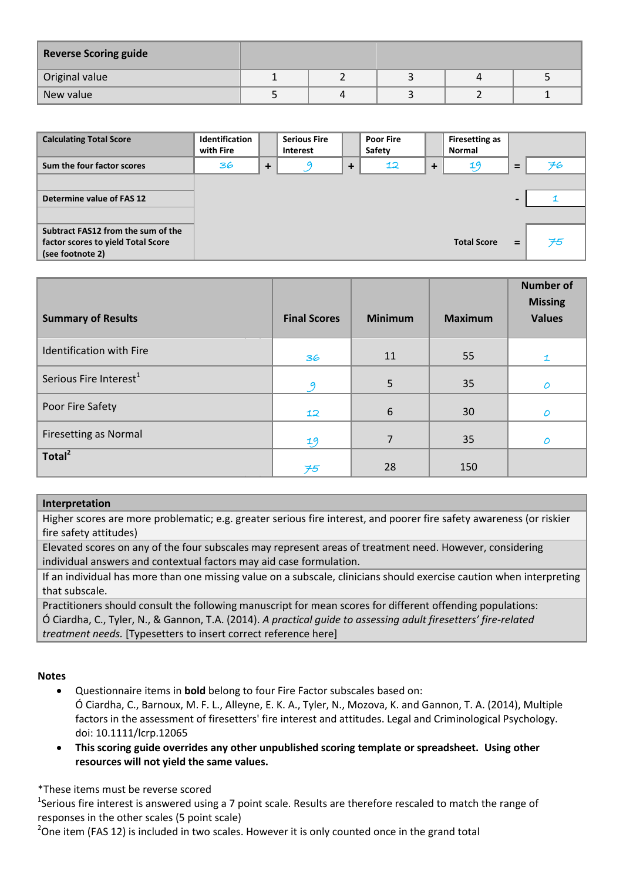| Reverse Scoring guide | | | | | |
|---|---|---|---|---|---|
| Original value | 1 | 2 | 3 | 4 | 5 |
| New value | 5 | 4 | 3 | 2 | 1 |

| Calculating Total Score | Identification with Fire | | Serious Fire Interest | | Poor Fire Safety | | Firesetting as Normal | | |
|---|---|---|---|---|---|---|---|---|---|
| Sum the four factor scores | 36 | + | 9 | + | 12 | + | 19 | = | 76 |
| Determine value of FAS 12 | | | | | | | | - | 1 |
| Subtract FAS12 from the sum of the factor scores to yield Total Score (see footnote 2) | | | | | | | Total Score | = | 75 |

| Summary of Results | Final Scores | Minimum | Maximum | Number of Missing Values |
|---|---|---|---|---|
| Identification with Fire | 36 | 11 | 55 | 1 |
| Serious Fire Interest[1] | 9 | 5 | 35 | 0 |
| Poor Fire Safety | 12 | 6 | 30 | 0 |
| Firesetting as Normal | 19 | 7 | 35 | 0 |
| **Total**[2] | 75 | 28 | 150 | |

| Interpretation |
|---|
| Higher scores are more problematic; e.g. greater serious fire interest, and poorer fire safety awareness (or riskier fire safety attitudes) |
| Elevated scores on any of the four subscales may represent areas of treatment need. However, considering individual answers and contextual factors may aid case formulation. |
| If an individual has more than one missing value on a subscale, clinicians should exercise caution when interpreting that subscale. |
| Practitioners should consult the following manuscript for mean scores for different offending populations: Ó Ciardha, C., Tyler, N., & Gannon, T.A. (2014). *A practical guide to assessing adult firesetters' fire-related treatment needs.* [Typesetters to insert correct reference here] |

**Notes**

- Questionnaire items in **bold** belong to four Fire Factor subscales based on: Ó Ciardha, C., Barnoux, M. F. L., Alleyne, E. K. A., Tyler, N., Mozova, K. and Gannon, T. A. (2014), Multiple factors in the assessment of firesetters' fire interest and attitudes. Legal and Criminological Psychology. doi: 10.1111/lcrp.12065
- **This scoring guide overrides any other unpublished scoring template or spreadsheet. Using other resources will not yield the same values.**

*These items must be reverse scored

[1]Serious fire interest is answered using a 7 point scale. Results are therefore rescaled to match the range of responses in the other scales (5 point scale)

[2]One item (FAS 12) is included in two scales. However it is only counted once in the grand total